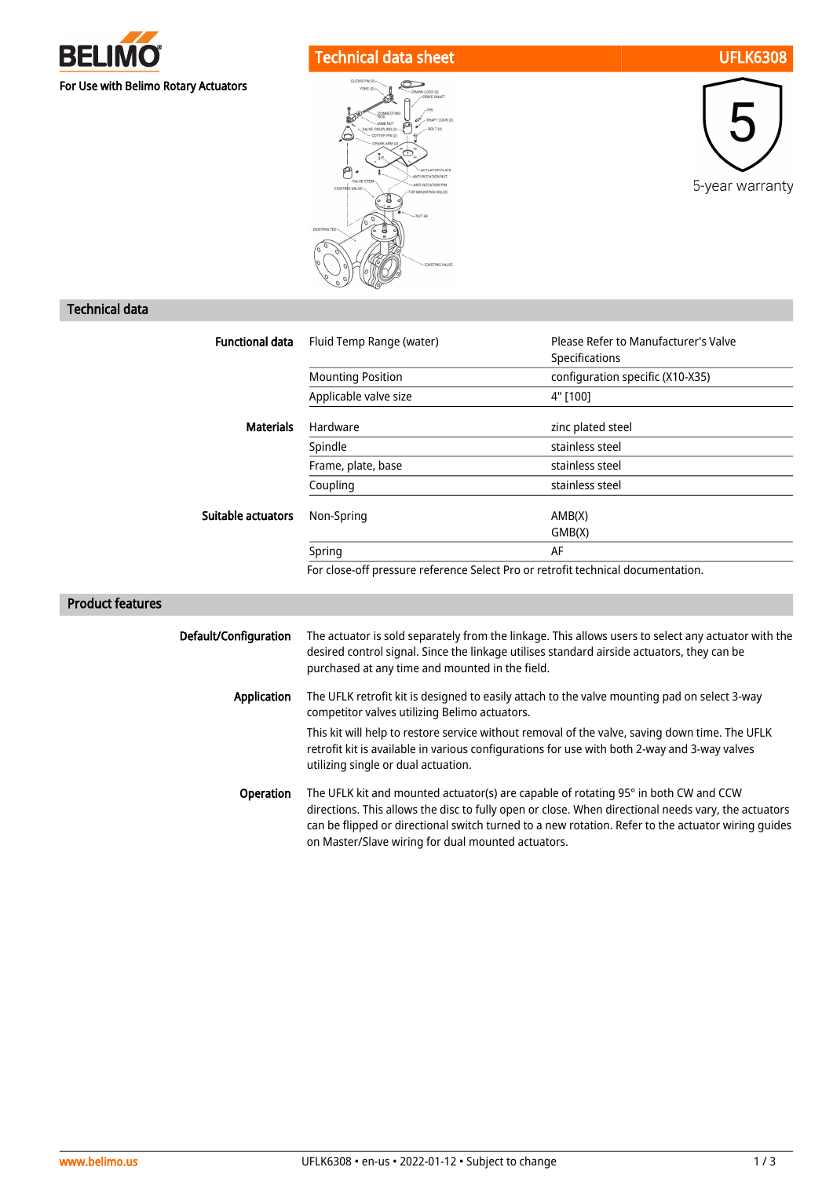**BELIMO**

For Use with Belimo Rotary Actuators

# Technical data sheet UFLK6308

5-year warranty

## Technical data

| | | |
|---|---|---|
| **Functional data** | Fluid Temp Range (water) | Please Refer to Manufacturer's Valve Specifications |
| | Mounting Position | configuration specific (X10-X35) |
| | Applicable valve size | 4" [100] |
| **Materials** | Hardware | zinc plated steel |
| | Spindle | stainless steel |
| | Frame, plate, base | stainless steel |
| | Coupling | stainless steel |
| **Suitable actuators** | Non-Spring | AMB(X)<br>GMB(X) |
| | Spring | AF |

For close-off pressure reference Select Pro or retrofit technical documentation.

## Product features

**Default/Configuration**

The actuator is sold separately from the linkage. This allows users to select any actuator with the desired control signal. Since the linkage utilises standard airside actuators, they can be purchased at any time and mounted in the field.

**Application**

The UFLK retrofit kit is designed to easily attach to the valve mounting pad on select 3-way competitor valves utilizing Belimo actuators.

This kit will help to restore service without removal of the valve, saving down time. The UFLK retrofit kit is available in various configurations for use with both 2-way and 3-way valves utilizing single or dual actuation.

**Operation**

The UFLK kit and mounted actuator(s) are capable of rotating 95° in both CW and CCW directions. This allows the disc to fully open or close. When directional needs vary, the actuators can be flipped or directional switch turned to a new rotation. Refer to the actuator wiring guides on Master/Slave wiring for dual mounted actuators.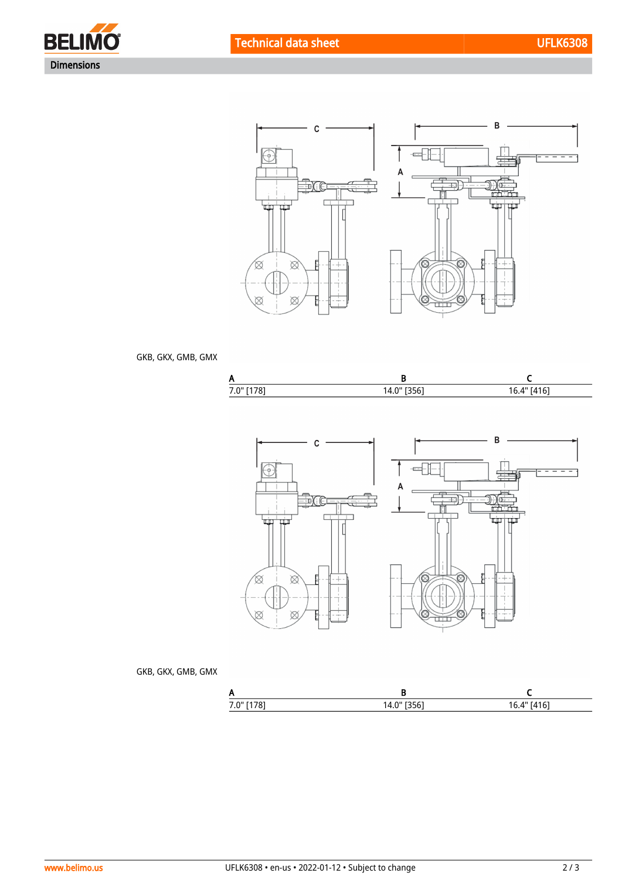## Dimensions

GKB, GKX, GMB, GMX

| A | B | C |
| --- | --- | --- |
| 7.0" [178] | 14.0" [356] | 16.4" [416] |

GKB, GKX, GMB, GMX

| A | B | C |
| --- | --- | --- |
| 7.0" [178] | 14.0" [356] | 16.4" [416] |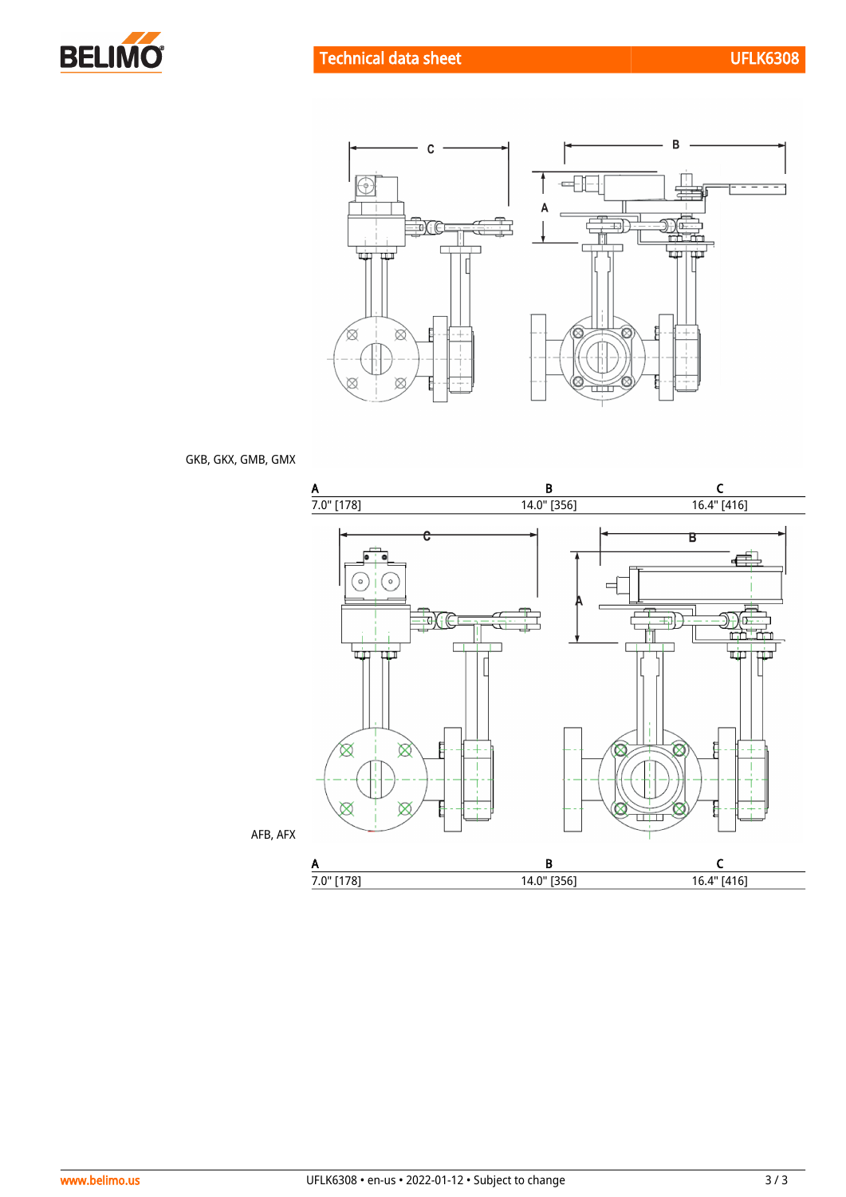GKB, GKX, GMB, GMX

| A | B | C |
|---|---|---|
| 7.0" [178] | 14.0" [356] | 16.4" [416] |

AFB, AFX

| A | B | C |
|---|---|---|
| 7.0" [178] | 14.0" [356] | 16.4" [416] |